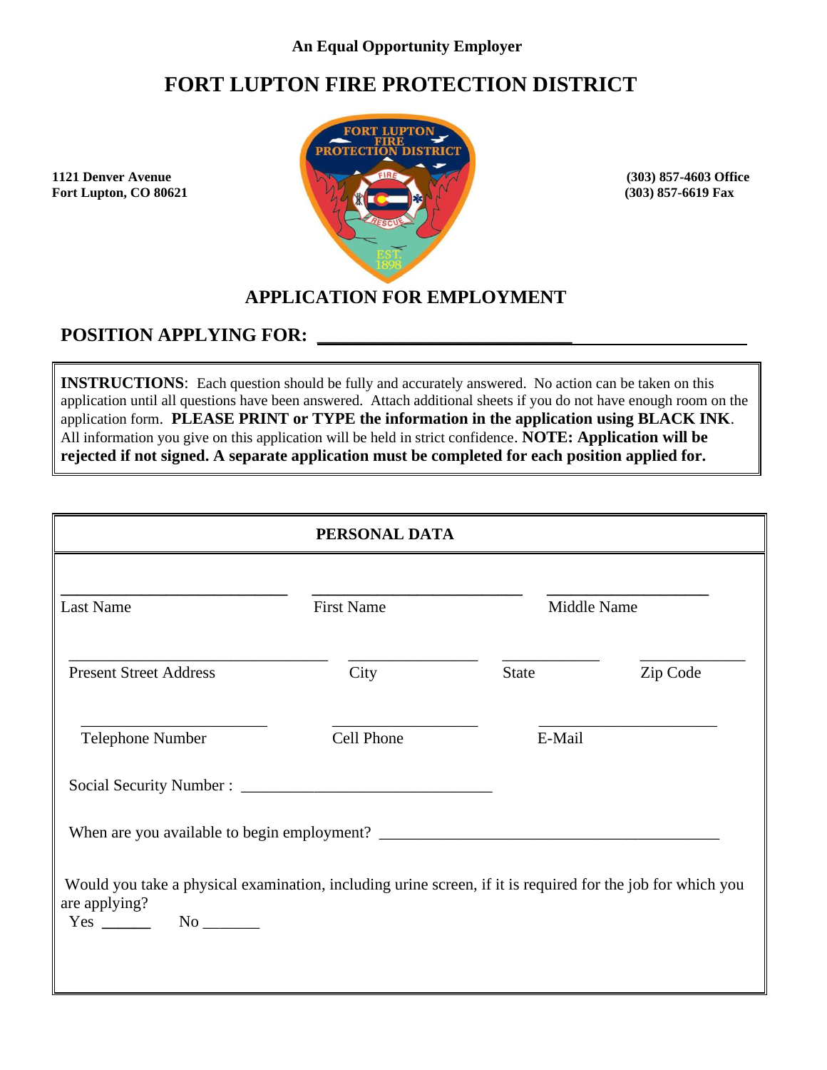**An Equal Opportunity Employer**

# FORT LUPTON FIRE PROTECTION DISTRICT

**1121 Denver Avenue**
**Fort Lupton, CO 80621**

**(303) 857-4603 Office**
**(303) 857-6619 Fax**

## APPLICATION FOR EMPLOYMENT

**POSITION APPLYING FOR: ____________________________________________**

**INSTRUCTIONS**: Each question should be fully and accurately answered. No action can be taken on this application until all questions have been answered. Attach additional sheets if you do not have enough room on the application form. **PLEASE PRINT or TYPE the information in the application using BLACK INK**. All information you give on this application will be held in strict confidence. **NOTE: Application will be rejected if not signed. A separate application must be completed for each position applied for.**

### PERSONAL DATA

| ____________________ | ____________________ | ____________________ | |
|---|---|---|---|
| Last Name | First Name | Middle Name | |
| ____________________ | ____________________ | ____________________ | ____________________ |
| Present Street Address | City | State | Zip Code |
| ____________________ | ____________________ | ____________________ | |
| Telephone Number | Cell Phone | E-Mail | |

Social Security Number : ______________________________

When are you available to begin employment? ________________________________________

Would you take a physical examination, including urine screen, if it is required for the job for which you are applying?

Yes ______ No _______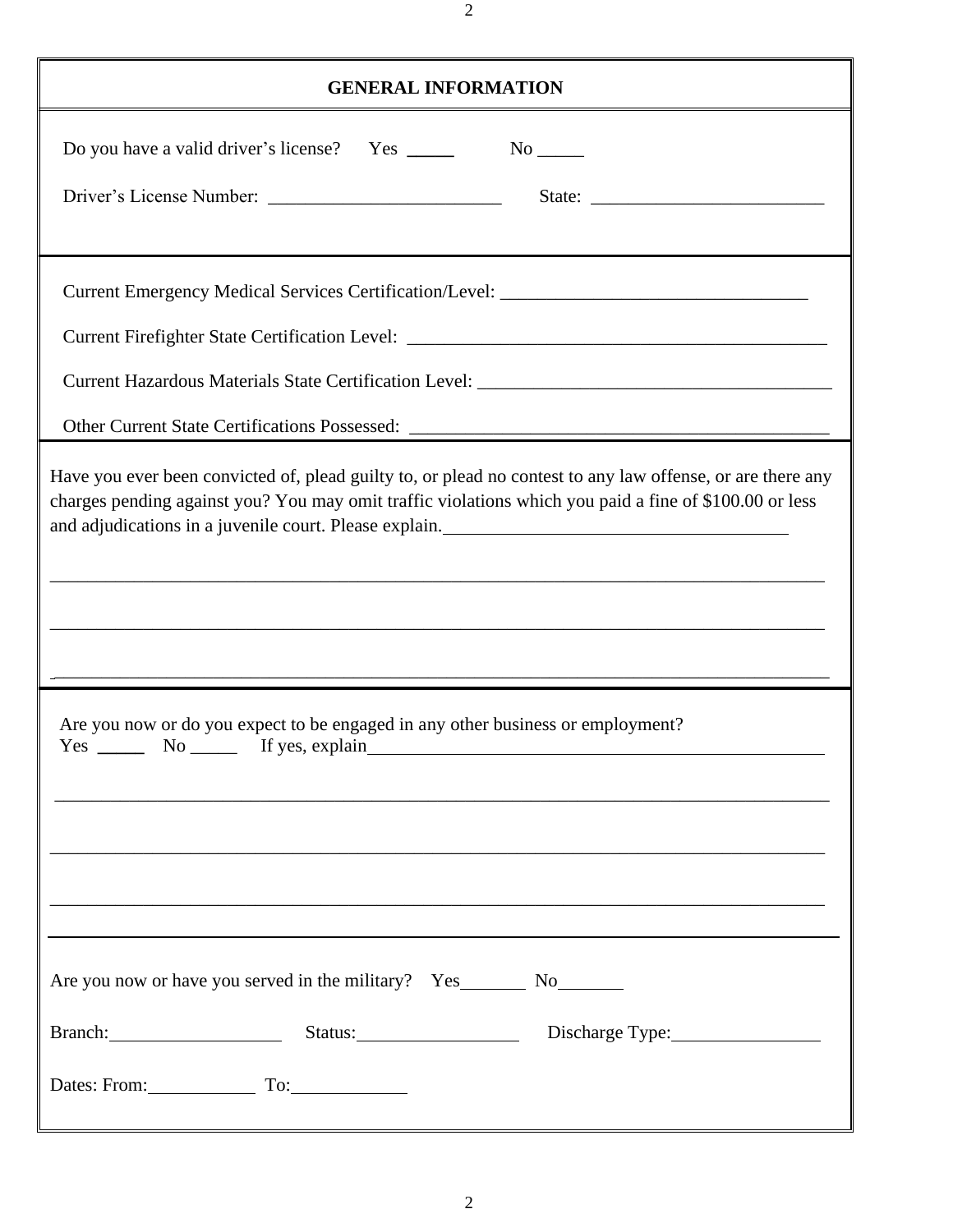## GENERAL INFORMATION

Do you have a valid driver's license? Yes _____ No _____

Driver's License Number: _________________________ State: _________________________

Current Emergency Medical Services Certification/Level: _________________________________

Current Firefighter State Certification Level: _____________________________________________

Current Hazardous Materials State Certification Level: _____________________________________

Other Current State Certifications Possessed: _____________________________________________

Have you ever been convicted of, plead guilty to, or plead no contest to any law offense, or are there any charges pending against you? You may omit traffic violations which you paid a fine of $100.00 or less and adjudications in a juvenile court. Please explain._____________________________________

_____________________________________________________________________________________

_____________________________________________________________________________________

_____________________________________________________________________________________

Are you now or do you expect to be engaged in any other business or employment?

Yes _____ No _____ If yes, explain__________________________________________________

_____________________________________________________________________________________

_____________________________________________________________________________________

_____________________________________________________________________________________

Are you now or have you served in the military? Yes_______ No_______

Branch:__________________ Status:_________________ Discharge Type:________________

Dates: From:___________ To:____________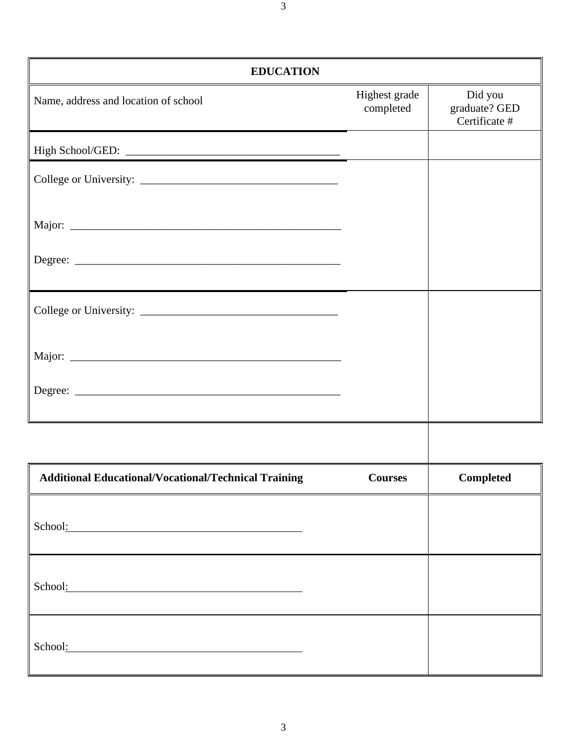| EDUCATION | | |
|---|---|---|
| Name, address and location of school | Highest grade completed | Did you graduate? GED Certificate # |
| High School/GED: ______________________________________ | | |
| College or University: ___________________________________<br><br>Major: _______________________________________________<br><br>Degree: ______________________________________________ | | |
| College or University: ___________________________________<br><br>Major: _______________________________________________<br><br>Degree: ______________________________________________ | | |

| Additional Educational/Vocational/Technical Training | Courses | Completed |
|---|---|---|
| School: ______________________________________ | | |
| School: ______________________________________ | | |
| School: ______________________________________ | | |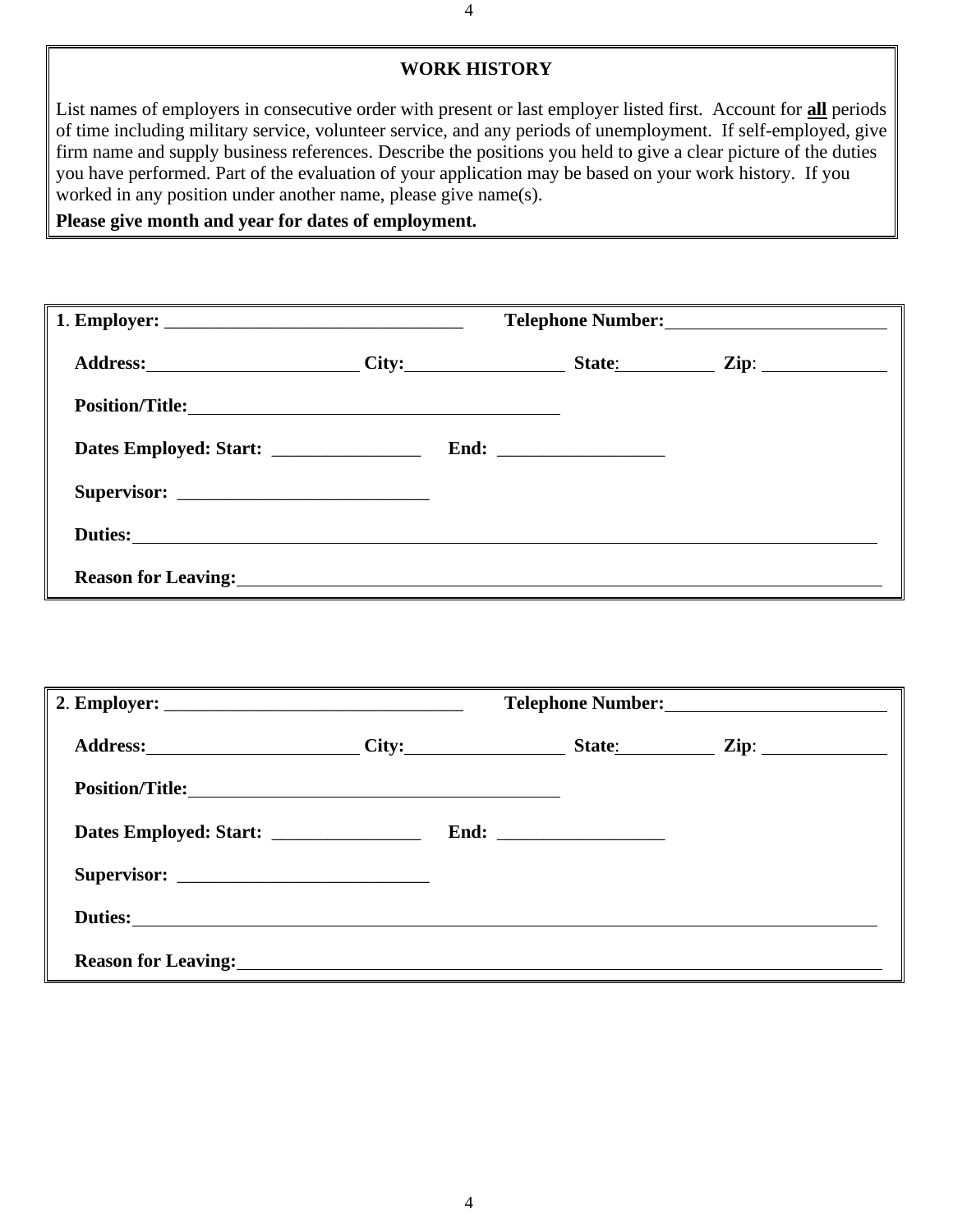## WORK HISTORY

List names of employers in consecutive order with present or last employer listed first. Account for **all** periods of time including military service, volunteer service, and any periods of unemployment. If self-employed, give firm name and supply business references. Describe the positions you held to give a clear picture of the duties you have performed. Part of the evaluation of your application may be based on your work history. If you worked in any position under another name, please give name(s).

**Please give month and year for dates of employment.**

**1. Employer:** ________________________________ **Telephone Number:** ________________________

**Address:** ______________________ **City:** ________________ **State:** __________ **Zip:** ____________

**Position/Title:** ________________________________________

**Dates Employed: Start:** ________________ **End:** __________________

**Supervisor:** ___________________________

**Duties:** ________________________________________________________________________________

**Reason for Leaving:** ____________________________________________________________________

**2. Employer:** ________________________________ **Telephone Number:** ________________________

**Address:** ______________________ **City:** ________________ **State:** __________ **Zip:** ____________

**Position/Title:** ________________________________________

**Dates Employed: Start:** ________________ **End:** __________________

**Supervisor:** ___________________________

**Duties:** ________________________________________________________________________________

**Reason for Leaving:** ____________________________________________________________________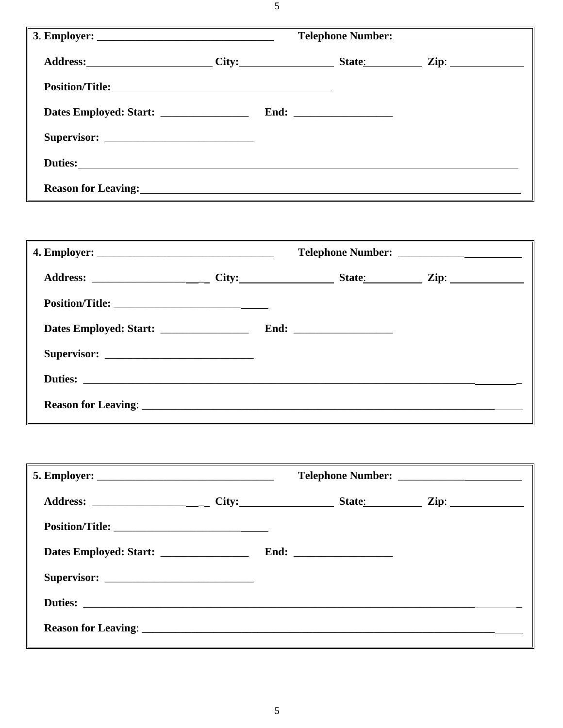**3. Employer:** ________________________________ **Telephone Number:** ________________________

**Address:** ______________________ **City:** ________________ **State:** __________ **Zip:** ____________

**Position/Title:** ________________________________________

**Dates Employed: Start:** ________________ **End:** __________________

**Supervisor:** ___________________________

**Duties:** ________________________________________________________________________________

**Reason for Leaving:** ______________________________________________________________________

---

**4. Employer:** ________________________________ **Telephone Number:** ________________________

**Address:** ____________________ **City:** ________________ **State:** __________ **Zip:** ____________

**Position/Title:** ____________________________

**Dates Employed: Start:** ________________ **End:** __________________

**Supervisor:** ___________________________

**Duties:** ________________________________________________________________________________

**Reason for Leaving**: ______________________________________________________________________

---

**5. Employer:** ________________________________ **Telephone Number:** ________________________

**Address:** ____________________ **City:** ________________ **State:** __________ **Zip:** ____________

**Position/Title:** ____________________________

**Dates Employed: Start:** ________________ **End:** __________________

**Supervisor:** ___________________________

**Duties:** ________________________________________________________________________________

**Reason for Leaving**: ______________________________________________________________________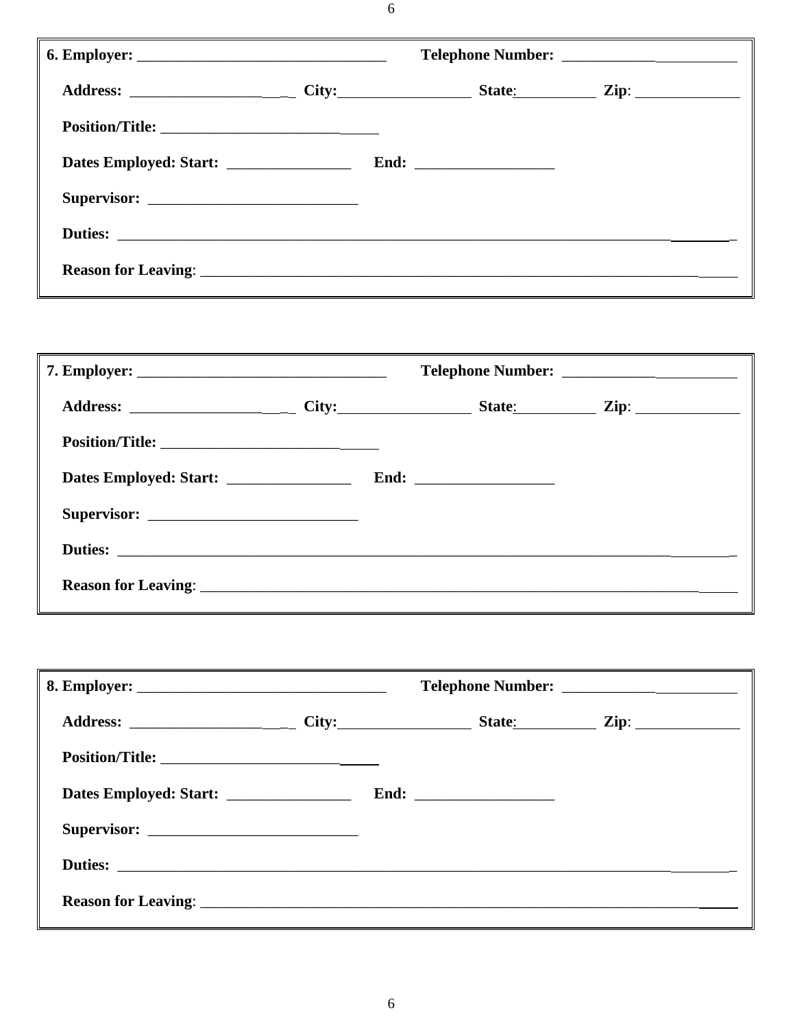**6. Employer:** ________________________________ **Telephone Number:** _______________________

**Address:** ______________________ **City:** _________________ **State:** __________ **Zip:** _____________

**Position/Title:** ____________________________

**Dates Employed: Start:** ________________ **End:** _________________

**Supervisor:** ___________________________

**Duties:** _________________________________________________________________________________

**Reason for Leaving**: _____________________________________________________________________

---

**7. Employer:** ________________________________ **Telephone Number:** _______________________

**Address:** ______________________ **City:** _________________ **State:** __________ **Zip:** _____________

**Position/Title:** ____________________________

**Dates Employed: Start:** ________________ **End:** _________________

**Supervisor:** ___________________________

**Duties:** _________________________________________________________________________________

**Reason for Leaving**: _____________________________________________________________________

---

**8. Employer:** ________________________________ **Telephone Number:** _______________________

**Address:** ______________________ **City:** _________________ **State:** __________ **Zip:** _____________

**Position/Title:** ____________________________

**Dates Employed: Start:** ________________ **End:** _________________

**Supervisor:** ___________________________

**Duties:** _________________________________________________________________________________

**Reason for Leaving**: _____________________________________________________________________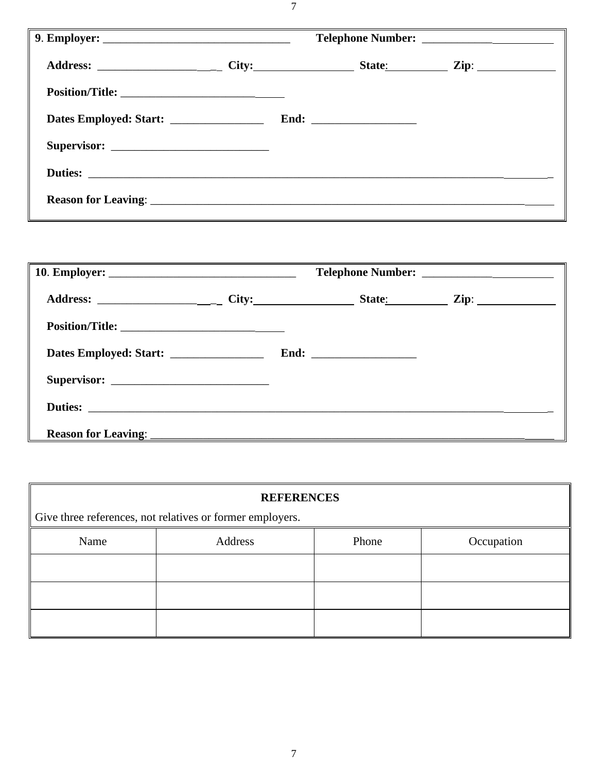**9**. **Employer:** ________________________________ **Telephone Number:** ______________________

**Address:** _____________________ **City:**_________________ **State**:__________ **Zip**: _____________

**Position/Title:** _____________________________

**Dates Employed: Start:** ________________ **End:** __________________

**Supervisor:** ___________________________

**Duties:** ________________________________________________________________________________

**Reason for Leaving**: __________________________________________________________________________

**10**. **Employer:** ________________________________ **Telephone Number:** ______________________

**Address:** _____________________ **City:**_________________ **State**:__________ **Zip**: _____________

**Position/Title:** _____________________________

**Dates Employed: Start:** ________________ **End:** __________________

**Supervisor:** ___________________________

**Duties:** ________________________________________________________________________________

**Reason for Leaving**: __________________________________________________________________________

**REFERENCES**

Give three references, not relatives or former employers.

| Name | Address | Phone | Occupation |
|---|---|---|---|
| | | | |
| | | | |
| | | | |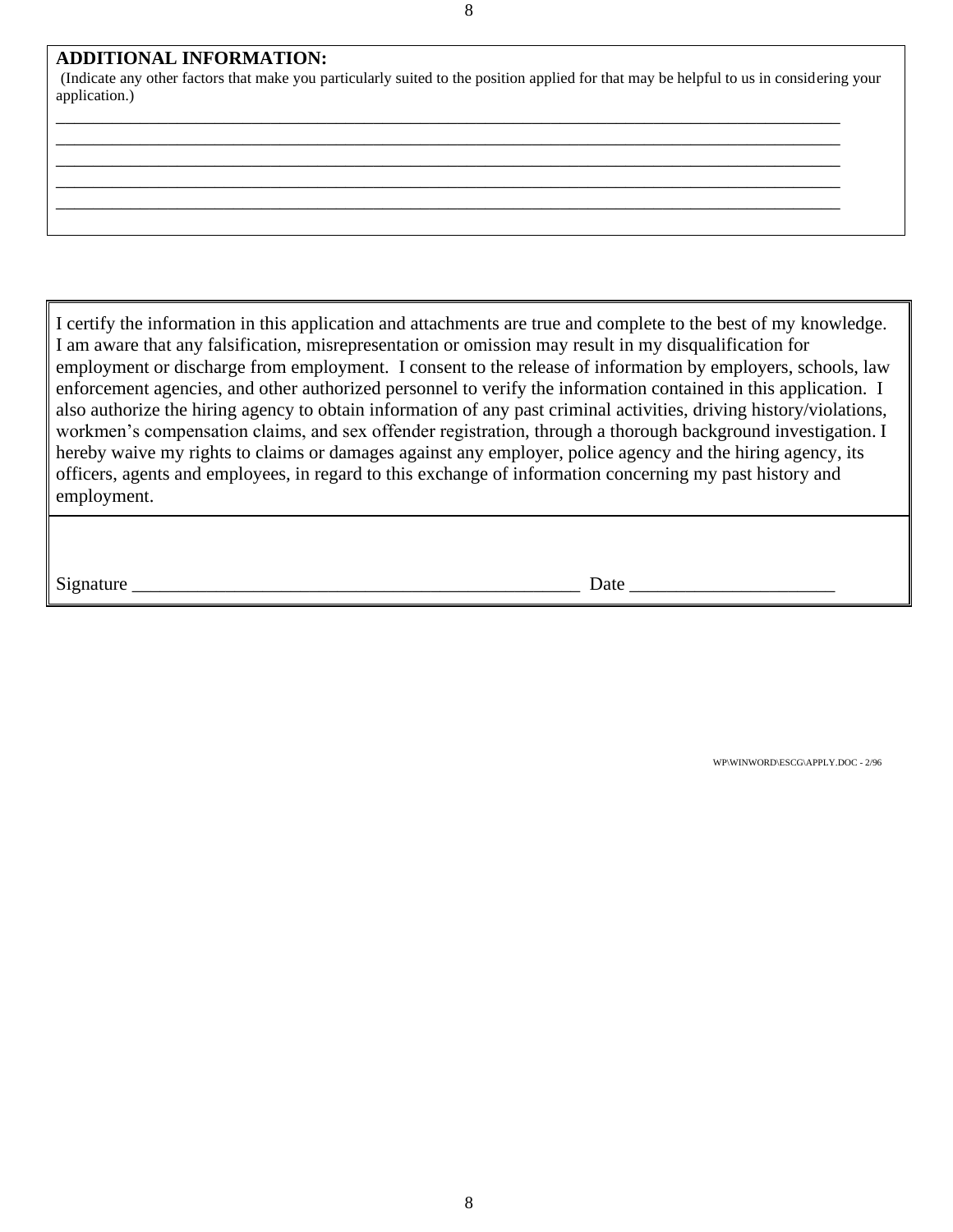**ADDITIONAL INFORMATION:**

(Indicate any other factors that make you particularly suited to the position applied for that may be helpful to us in considering your application.)

\_\_\_\_\_\_\_\_\_\_\_\_\_\_\_\_\_\_\_\_\_\_\_\_\_\_\_\_\_\_\_\_\_\_\_\_\_\_\_\_\_\_\_\_\_\_\_\_\_\_\_\_\_\_\_\_\_\_\_\_\_\_\_\_\_\_\_\_\_\_\_\_\_\_\_\_\_\_\_\_

\_\_\_\_\_\_\_\_\_\_\_\_\_\_\_\_\_\_\_\_\_\_\_\_\_\_\_\_\_\_\_\_\_\_\_\_\_\_\_\_\_\_\_\_\_\_\_\_\_\_\_\_\_\_\_\_\_\_\_\_\_\_\_\_\_\_\_\_\_\_\_\_\_\_\_\_\_\_\_\_

\_\_\_\_\_\_\_\_\_\_\_\_\_\_\_\_\_\_\_\_\_\_\_\_\_\_\_\_\_\_\_\_\_\_\_\_\_\_\_\_\_\_\_\_\_\_\_\_\_\_\_\_\_\_\_\_\_\_\_\_\_\_\_\_\_\_\_\_\_\_\_\_\_\_\_\_\_\_\_\_

\_\_\_\_\_\_\_\_\_\_\_\_\_\_\_\_\_\_\_\_\_\_\_\_\_\_\_\_\_\_\_\_\_\_\_\_\_\_\_\_\_\_\_\_\_\_\_\_\_\_\_\_\_\_\_\_\_\_\_\_\_\_\_\_\_\_\_\_\_\_\_\_\_\_\_\_\_\_\_\_

\_\_\_\_\_\_\_\_\_\_\_\_\_\_\_\_\_\_\_\_\_\_\_\_\_\_\_\_\_\_\_\_\_\_\_\_\_\_\_\_\_\_\_\_\_\_\_\_\_\_\_\_\_\_\_\_\_\_\_\_\_\_\_\_\_\_\_\_\_\_\_\_\_\_\_\_\_\_\_\_

I certify the information in this application and attachments are true and complete to the best of my knowledge. I am aware that any falsification, misrepresentation or omission may result in my disqualification for employment or discharge from employment. I consent to the release of information by employers, schools, law enforcement agencies, and other authorized personnel to verify the information contained in this application. I also authorize the hiring agency to obtain information of any past criminal activities, driving history/violations, workmen's compensation claims, and sex offender registration, through a thorough background investigation. I hereby waive my rights to claims or damages against any employer, police agency and the hiring agency, its officers, agents and employees, in regard to this exchange of information concerning my past history and employment.

Signature \_\_\_\_\_\_\_\_\_\_\_\_\_\_\_\_\_\_\_\_\_\_\_\_\_\_\_\_\_\_\_\_\_\_\_\_\_\_\_\_\_\_\_\_\_\_\_\_ Date \_\_\_\_\_\_\_\_\_\_\_\_\_\_\_\_\_\_\_\_\_\_

WP\WINWORD\ESCG\APPLY.DOC - 2/96